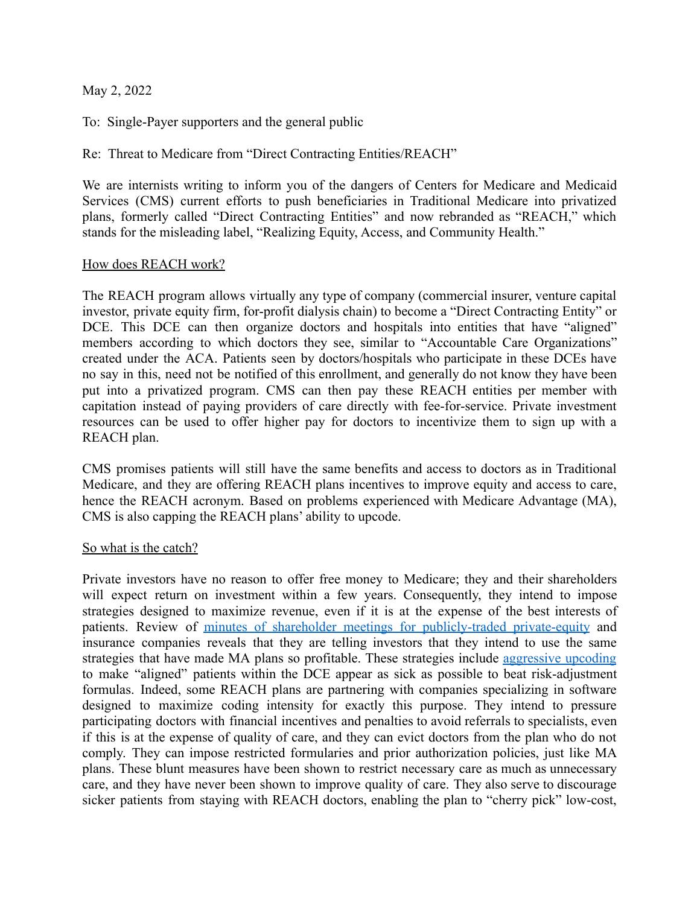May 2, 2022

To: Single-Payer supporters and the general public

Re: Threat to Medicare from "Direct Contracting Entities/REACH"

We are internists writing to inform you of the dangers of Centers for Medicare and Medicaid Services (CMS) current efforts to push beneficiaries in Traditional Medicare into privatized plans, formerly called "Direct Contracting Entities" and now rebranded as "REACH," which stands for the misleading label, "Realizing Equity, Access, and Community Health."

<u>How does REACH work?</u>

The REACH program allows virtually any type of company (commercial insurer, venture capital investor, private equity firm, for-profit dialysis chain) to become a "Direct Contracting Entity" or DCE. This DCE can then organize doctors and hospitals into entities that have "aligned" members according to which doctors they see, similar to "Accountable Care Organizations" created under the ACA. Patients seen by doctors/hospitals who participate in these DCEs have no say in this, need not be notified of this enrollment, and generally do not know they have been put into a privatized program. CMS can then pay these REACH entities per member with capitation instead of paying providers of care directly with fee-for-service. Private investment resources can be used to offer higher pay for doctors to incentivize them to sign up with a REACH plan.

CMS promises patients will still have the same benefits and access to doctors as in Traditional Medicare, and they are offering REACH plans incentives to improve equity and access to care, hence the REACH acronym. Based on problems experienced with Medicare Advantage (MA), CMS is also capping the REACH plans' ability to upcode.

<u>So what is the catch?</u>

Private investors have no reason to offer free money to Medicare; they and their shareholders will expect return on investment within a few years. Consequently, they intend to impose strategies designed to maximize revenue, even if it is at the expense of the best interests of patients. Review of [minutes of shareholder meetings for publicly-traded private-equity]() and insurance companies reveals that they are telling investors that they intend to use the same strategies that have made MA plans so profitable. These strategies include [aggressive upcoding]() to make "aligned" patients within the DCE appear as sick as possible to beat risk-adjustment formulas. Indeed, some REACH plans are partnering with companies specializing in software designed to maximize coding intensity for exactly this purpose. They intend to pressure participating doctors with financial incentives and penalties to avoid referrals to specialists, even if this is at the expense of quality of care, and they can evict doctors from the plan who do not comply. They can impose restricted formularies and prior authorization policies, just like MA plans. These blunt measures have been shown to restrict necessary care as much as unnecessary care, and they have never been shown to improve quality of care. They also serve to discourage sicker patients from staying with REACH doctors, enabling the plan to "cherry pick" low-cost,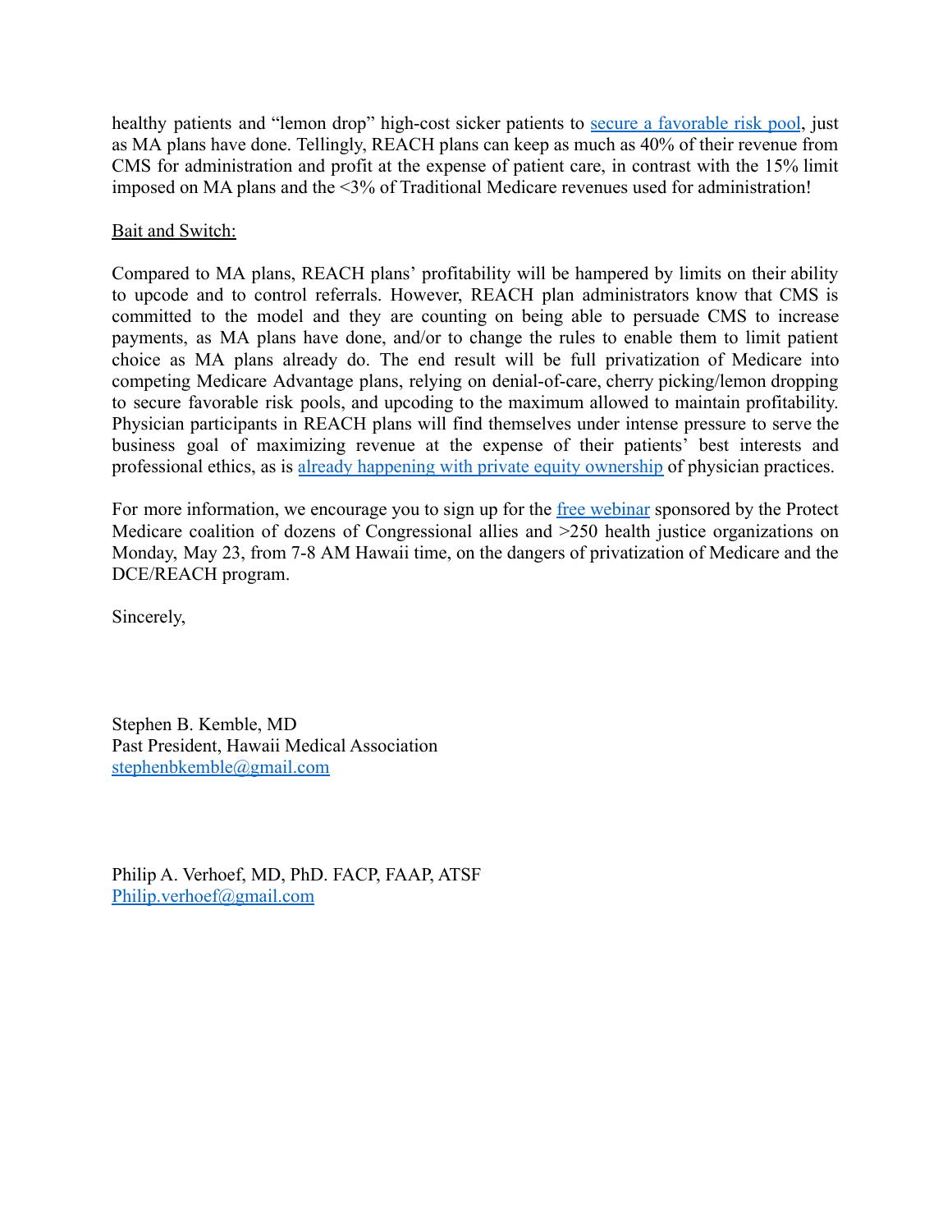healthy patients and "lemon drop" high-cost sicker patients to secure a favorable risk pool, just as MA plans have done. Tellingly, REACH plans can keep as much as 40% of their revenue from CMS for administration and profit at the expense of patient care, in contrast with the 15% limit imposed on MA plans and the <3% of Traditional Medicare revenues used for administration!

Bait and Switch:

Compared to MA plans, REACH plans' profitability will be hampered by limits on their ability to upcode and to control referrals. However, REACH plan administrators know that CMS is committed to the model and they are counting on being able to persuade CMS to increase payments, as MA plans have done, and/or to change the rules to enable them to limit patient choice as MA plans already do. The end result will be full privatization of Medicare into competing Medicare Advantage plans, relying on denial-of-care, cherry picking/lemon dropping to secure favorable risk pools, and upcoding to the maximum allowed to maintain profitability. Physician participants in REACH plans will find themselves under intense pressure to serve the business goal of maximizing revenue at the expense of their patients' best interests and professional ethics, as is already happening with private equity ownership of physician practices.

For more information, we encourage you to sign up for the free webinar sponsored by the Protect Medicare coalition of dozens of Congressional allies and >250 health justice organizations on Monday, May 23, from 7-8 AM Hawaii time, on the dangers of privatization of Medicare and the DCE/REACH program.

Sincerely,

Stephen B. Kemble, MD
Past President, Hawaii Medical Association
stephenbkemble@gmail.com

Philip A. Verhoef, MD, PhD. FACP, FAAP, ATSF
Philip.verhoef@gmail.com